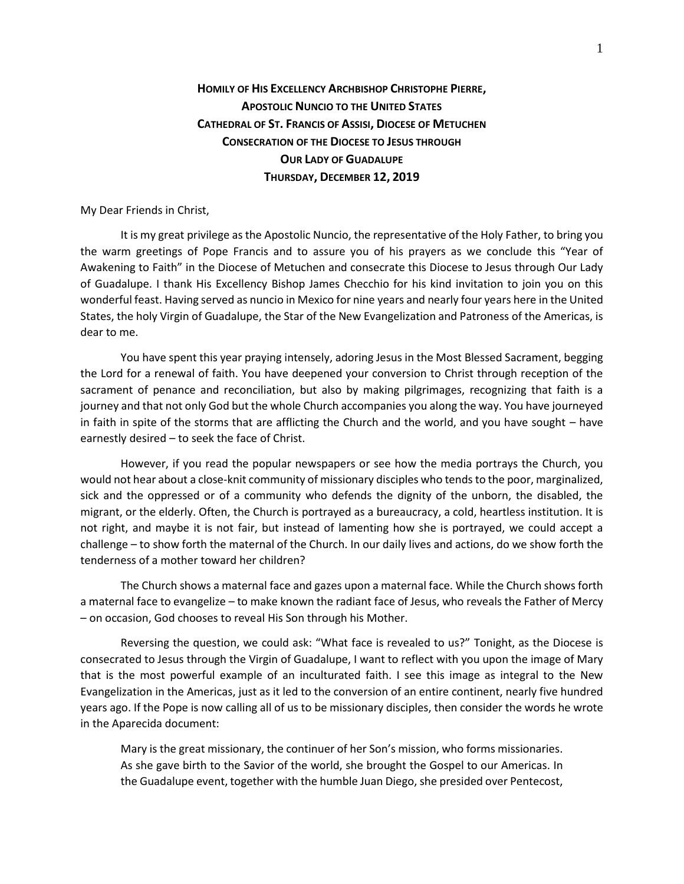**HOMILY OF HIS EXCELLENCY ARCHBISHOP CHRISTOPHE PIERRE,**
**APOSTOLIC NUNCIO TO THE UNITED STATES**
**CATHEDRAL OF ST. FRANCIS OF ASSISI, DIOCESE OF METUCHEN**
**CONSECRATION OF THE DIOCESE TO JESUS THROUGH**
**OUR LADY OF GUADALUPE**
**THURSDAY, DECEMBER 12, 2019**

My Dear Friends in Christ,

It is my great privilege as the Apostolic Nuncio, the representative of the Holy Father, to bring you the warm greetings of Pope Francis and to assure you of his prayers as we conclude this "Year of Awakening to Faith" in the Diocese of Metuchen and consecrate this Diocese to Jesus through Our Lady of Guadalupe. I thank His Excellency Bishop James Checchio for his kind invitation to join you on this wonderful feast. Having served as nuncio in Mexico for nine years and nearly four years here in the United States, the holy Virgin of Guadalupe, the Star of the New Evangelization and Patroness of the Americas, is dear to me.

You have spent this year praying intensely, adoring Jesus in the Most Blessed Sacrament, begging the Lord for a renewal of faith. You have deepened your conversion to Christ through reception of the sacrament of penance and reconciliation, but also by making pilgrimages, recognizing that faith is a journey and that not only God but the whole Church accompanies you along the way. You have journeyed in faith in spite of the storms that are afflicting the Church and the world, and you have sought – have earnestly desired – to seek the face of Christ.

However, if you read the popular newspapers or see how the media portrays the Church, you would not hear about a close-knit community of missionary disciples who tends to the poor, marginalized, sick and the oppressed or of a community who defends the dignity of the unborn, the disabled, the migrant, or the elderly. Often, the Church is portrayed as a bureaucracy, a cold, heartless institution. It is not right, and maybe it is not fair, but instead of lamenting how she is portrayed, we could accept a challenge – to show forth the maternal of the Church. In our daily lives and actions, do we show forth the tenderness of a mother toward her children?

The Church shows a maternal face and gazes upon a maternal face. While the Church shows forth a maternal face to evangelize – to make known the radiant face of Jesus, who reveals the Father of Mercy – on occasion, God chooses to reveal His Son through his Mother.

Reversing the question, we could ask: "What face is revealed to us?" Tonight, as the Diocese is consecrated to Jesus through the Virgin of Guadalupe, I want to reflect with you upon the image of Mary that is the most powerful example of an inculturated faith. I see this image as integral to the New Evangelization in the Americas, just as it led to the conversion of an entire continent, nearly five hundred years ago. If the Pope is now calling all of us to be missionary disciples, then consider the words he wrote in the Aparecida document:

> Mary is the great missionary, the continuer of her Son's mission, who forms missionaries. As she gave birth to the Savior of the world, she brought the Gospel to our Americas. In the Guadalupe event, together with the humble Juan Diego, she presided over Pentecost,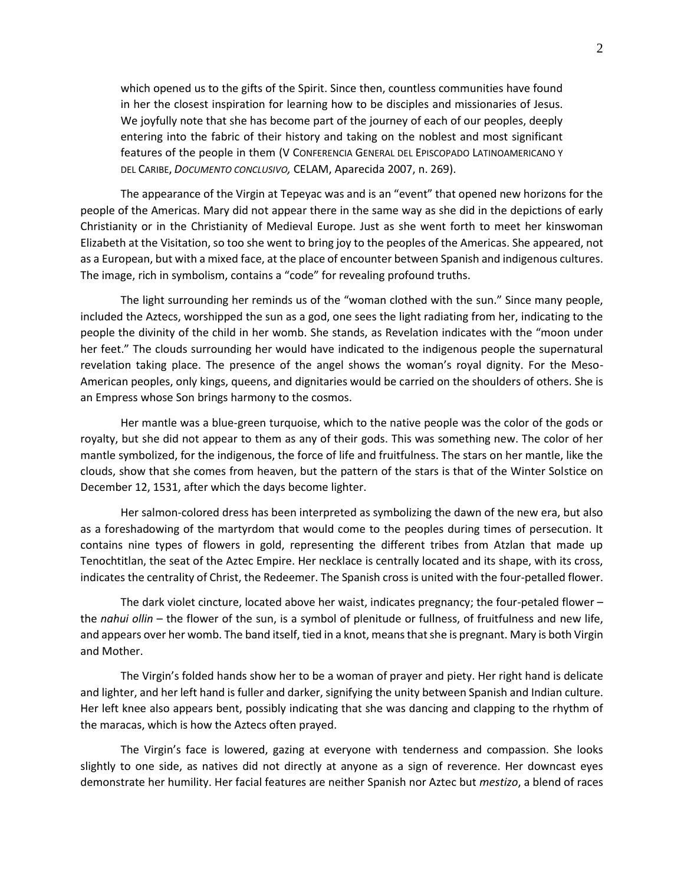> which opened us to the gifts of the Spirit. Since then, countless communities have found in her the closest inspiration for learning how to be disciples and missionaries of Jesus. We joyfully note that she has become part of the journey of each of our peoples, deeply entering into the fabric of their history and taking on the noblest and most significant features of the people in them (V CONFERENCIA GENERAL DEL EPISCOPADO LATINOAMERICANO Y DEL CARIBE, *DOCUMENTO CONCLUSIVO,* CELAM, Aparecida 2007, n. 269).

The appearance of the Virgin at Tepeyac was and is an "event" that opened new horizons for the people of the Americas. Mary did not appear there in the same way as she did in the depictions of early Christianity or in the Christianity of Medieval Europe. Just as she went forth to meet her kinswoman Elizabeth at the Visitation, so too she went to bring joy to the peoples of the Americas. She appeared, not as a European, but with a mixed face, at the place of encounter between Spanish and indigenous cultures. The image, rich in symbolism, contains a "code" for revealing profound truths.

The light surrounding her reminds us of the "woman clothed with the sun." Since many people, included the Aztecs, worshipped the sun as a god, one sees the light radiating from her, indicating to the people the divinity of the child in her womb. She stands, as Revelation indicates with the "moon under her feet." The clouds surrounding her would have indicated to the indigenous people the supernatural revelation taking place. The presence of the angel shows the woman's royal dignity. For the Meso-American peoples, only kings, queens, and dignitaries would be carried on the shoulders of others. She is an Empress whose Son brings harmony to the cosmos.

Her mantle was a blue-green turquoise, which to the native people was the color of the gods or royalty, but she did not appear to them as any of their gods. This was something new. The color of her mantle symbolized, for the indigenous, the force of life and fruitfulness. The stars on her mantle, like the clouds, show that she comes from heaven, but the pattern of the stars is that of the Winter Solstice on December 12, 1531, after which the days become lighter.

Her salmon-colored dress has been interpreted as symbolizing the dawn of the new era, but also as a foreshadowing of the martyrdom that would come to the peoples during times of persecution. It contains nine types of flowers in gold, representing the different tribes from Atzlan that made up Tenochtitlan, the seat of the Aztec Empire. Her necklace is centrally located and its shape, with its cross, indicates the centrality of Christ, the Redeemer. The Spanish cross is united with the four-petalled flower.

The dark violet cincture, located above her waist, indicates pregnancy; the four-petaled flower – the *nahui ollin* – the flower of the sun, is a symbol of plenitude or fullness, of fruitfulness and new life, and appears over her womb. The band itself, tied in a knot, means that she is pregnant. Mary is both Virgin and Mother.

The Virgin's folded hands show her to be a woman of prayer and piety. Her right hand is delicate and lighter, and her left hand is fuller and darker, signifying the unity between Spanish and Indian culture. Her left knee also appears bent, possibly indicating that she was dancing and clapping to the rhythm of the maracas, which is how the Aztecs often prayed.

The Virgin's face is lowered, gazing at everyone with tenderness and compassion. She looks slightly to one side, as natives did not directly at anyone as a sign of reverence. Her downcast eyes demonstrate her humility. Her facial features are neither Spanish nor Aztec but *mestizo*, a blend of races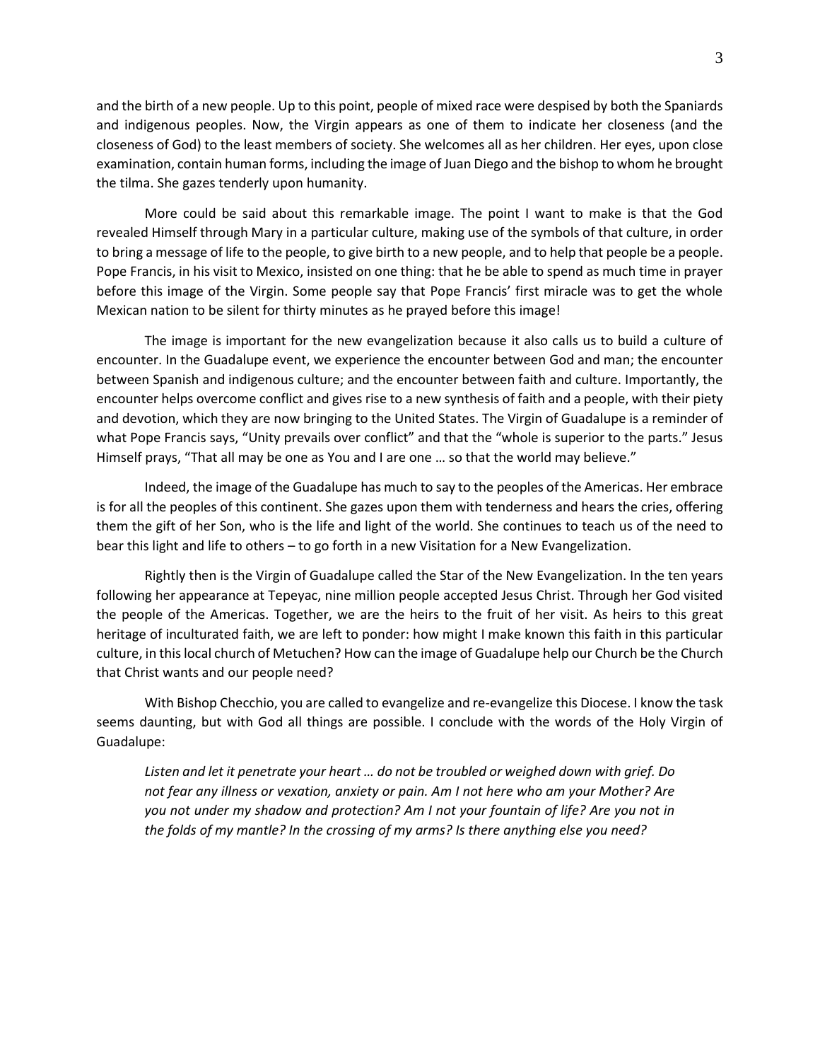and the birth of a new people. Up to this point, people of mixed race were despised by both the Spaniards and indigenous peoples. Now, the Virgin appears as one of them to indicate her closeness (and the closeness of God) to the least members of society. She welcomes all as her children. Her eyes, upon close examination, contain human forms, including the image of Juan Diego and the bishop to whom he brought the tilma. She gazes tenderly upon humanity.

More could be said about this remarkable image. The point I want to make is that the God revealed Himself through Mary in a particular culture, making use of the symbols of that culture, in order to bring a message of life to the people, to give birth to a new people, and to help that people be a people. Pope Francis, in his visit to Mexico, insisted on one thing: that he be able to spend as much time in prayer before this image of the Virgin. Some people say that Pope Francis' first miracle was to get the whole Mexican nation to be silent for thirty minutes as he prayed before this image!

The image is important for the new evangelization because it also calls us to build a culture of encounter. In the Guadalupe event, we experience the encounter between God and man; the encounter between Spanish and indigenous culture; and the encounter between faith and culture. Importantly, the encounter helps overcome conflict and gives rise to a new synthesis of faith and a people, with their piety and devotion, which they are now bringing to the United States. The Virgin of Guadalupe is a reminder of what Pope Francis says, "Unity prevails over conflict" and that the "whole is superior to the parts." Jesus Himself prays, "That all may be one as You and I are one … so that the world may believe."

Indeed, the image of the Guadalupe has much to say to the peoples of the Americas. Her embrace is for all the peoples of this continent. She gazes upon them with tenderness and hears the cries, offering them the gift of her Son, who is the life and light of the world. She continues to teach us of the need to bear this light and life to others – to go forth in a new Visitation for a New Evangelization.

Rightly then is the Virgin of Guadalupe called the Star of the New Evangelization. In the ten years following her appearance at Tepeyac, nine million people accepted Jesus Christ. Through her God visited the people of the Americas. Together, we are the heirs to the fruit of her visit. As heirs to this great heritage of inculturated faith, we are left to ponder: how might I make known this faith in this particular culture, in this local church of Metuchen? How can the image of Guadalupe help our Church be the Church that Christ wants and our people need?

With Bishop Checchio, you are called to evangelize and re-evangelize this Diocese. I know the task seems daunting, but with God all things are possible. I conclude with the words of the Holy Virgin of Guadalupe:

> *Listen and let it penetrate your heart … do not be troubled or weighed down with grief. Do not fear any illness or vexation, anxiety or pain. Am I not here who am your Mother? Are you not under my shadow and protection? Am I not your fountain of life? Are you not in the folds of my mantle? In the crossing of my arms? Is there anything else you need?*